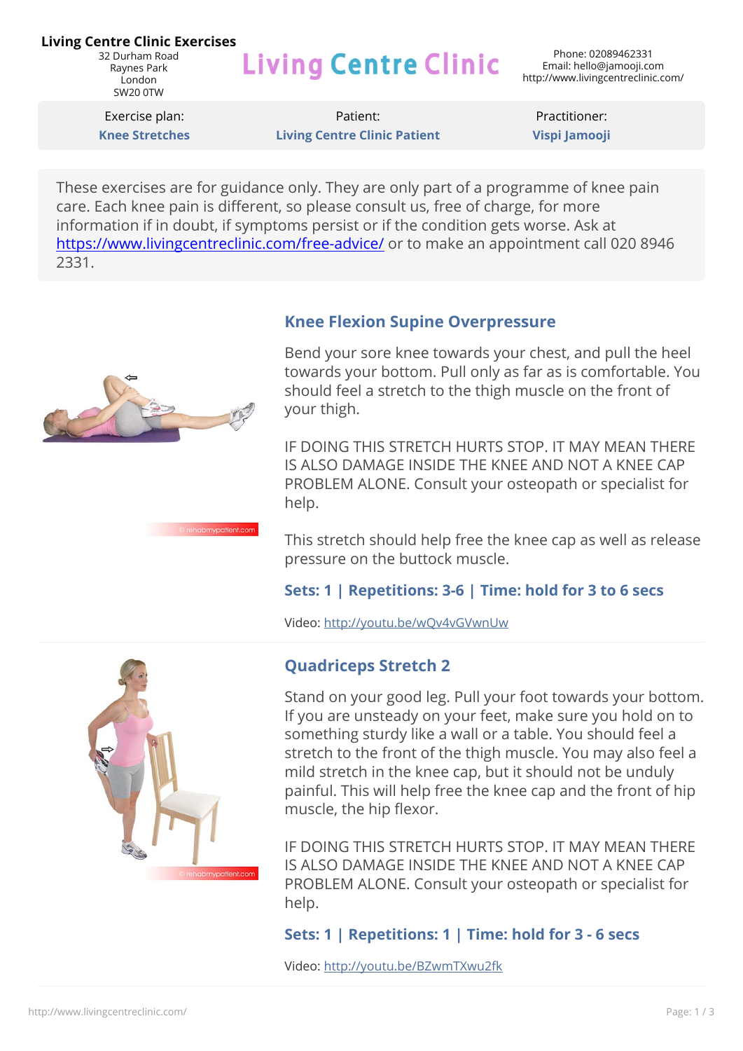**Living Centre Clinic Exercises**

32 Durham Road
Raynes Park
London
SW20 0TW

# Living Centre Clinic

Phone: 02089462331
Email: hello@jamooji.com
http://www.livingcentreclinic.com/

| Exercise plan: | Patient: | Practitioner: |
|---|---|---|
| **Knee Stretches** | **Living Centre Clinic Patient** | **Vispi Jamooji** |

These exercises are for guidance only. They are only part of a programme of knee pain care. Each knee pain is different, so please consult us, free of charge, for more information if in doubt, if symptoms persist or if the condition gets worse. Ask at https://www.livingcentreclinic.com/free-advice/ or to make an appointment call 020 8946 2331.

## Knee Flexion Supine Overpressure

Bend your sore knee towards your chest, and pull the heel towards your bottom. Pull only as far as is comfortable. You should feel a stretch to the thigh muscle on the front of your thigh.

IF DOING THIS STRETCH HURTS STOP. IT MAY MEAN THERE IS ALSO DAMAGE INSIDE THE KNEE AND NOT A KNEE CAP PROBLEM ALONE. Consult your osteopath or specialist for help.

This stretch should help free the knee cap as well as release pressure on the buttock muscle.

**Sets: 1 | Repetitions: 3-6 | Time: hold for 3 to 6 secs**

Video: http://youtu.be/wQv4vGVwnUw

## Quadriceps Stretch 2

Stand on your good leg. Pull your foot towards your bottom. If you are unsteady on your feet, make sure you hold on to something sturdy like a wall or a table. You should feel a stretch to the front of the thigh muscle. You may also feel a mild stretch in the knee cap, but it should not be unduly painful. This will help free the knee cap and the front of hip muscle, the hip flexor.

IF DOING THIS STRETCH HURTS STOP. IT MAY MEAN THERE IS ALSO DAMAGE INSIDE THE KNEE AND NOT A KNEE CAP PROBLEM ALONE. Consult your osteopath or specialist for help.

**Sets: 1 | Repetitions: 1 | Time: hold for 3 - 6 secs**

Video: http://youtu.be/BZwmTXwu2fk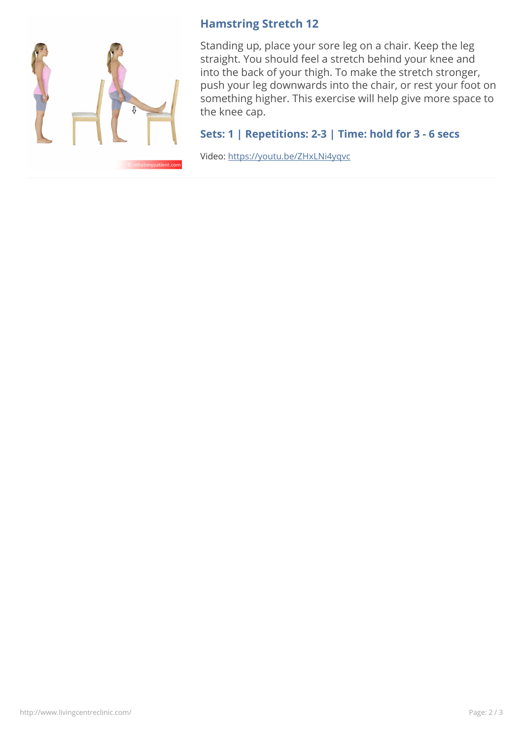## Hamstring Stretch 12

Standing up, place your sore leg on a chair. Keep the leg straight. You should feel a stretch behind your knee and into the back of your thigh. To make the stretch stronger, push your leg downwards into the chair, or rest your foot on something higher. This exercise will help give more space to the knee cap.

### Sets: 1 | Repetitions: 2-3 | Time: hold for 3 - 6 secs

Video: [https://youtu.be/ZHxLNi4yqvc](https://youtu.be/ZHxLNi4yqvc)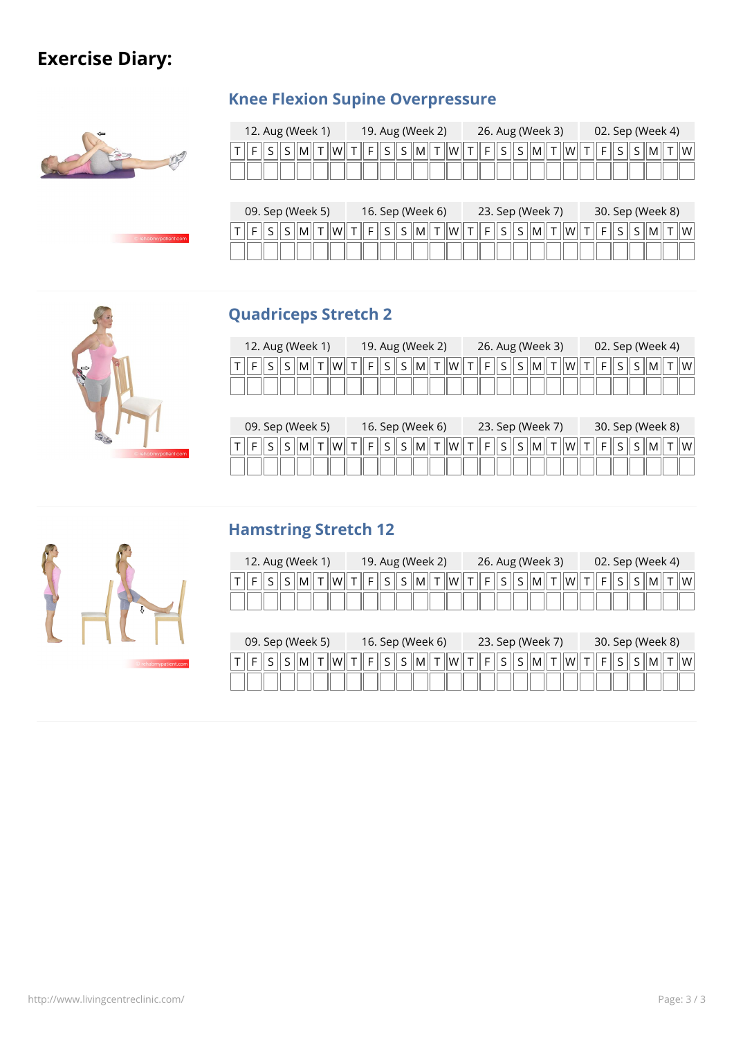# Exercise Diary:

## Knee Flexion Supine Overpressure

| 12. Aug (Week 1) | | | | | | | 19. Aug (Week 2) | | | | | | | 26. Aug (Week 3) | | | | | | | 02. Sep (Week 4) | | | | | | |
|---|---|---|---|---|---|---|---|---|---|---|---|---|---|---|---|---|---|---|---|---|---|---|---|---|---|---|---|
| T | F | S | S | M | T | W | T | F | S | S | M | T | W | T | F | S | S | M | T | W | T | F | S | S | M | T | W |
| | | | | | | | | | | | | | | | | | | | | | | | | | | | |

| 09. Sep (Week 5) | | | | | | | 16. Sep (Week 6) | | | | | | | 23. Sep (Week 7) | | | | | | | 30. Sep (Week 8) | | | | | | |
|---|---|---|---|---|---|---|---|---|---|---|---|---|---|---|---|---|---|---|---|---|---|---|---|---|---|---|---|
| T | F | S | S | M | T | W | T | F | S | S | M | T | W | T | F | S | S | M | T | W | T | F | S | S | M | T | W |
| | | | | | | | | | | | | | | | | | | | | | | | | | | | |

## Quadriceps Stretch 2

| 12. Aug (Week 1) | | | | | | | 19. Aug (Week 2) | | | | | | | 26. Aug (Week 3) | | | | | | | 02. Sep (Week 4) | | | | | | |
|---|---|---|---|---|---|---|---|---|---|---|---|---|---|---|---|---|---|---|---|---|---|---|---|---|---|---|---|
| T | F | S | S | M | T | W | T | F | S | S | M | T | W | T | F | S | S | M | T | W | T | F | S | S | M | T | W |
| | | | | | | | | | | | | | | | | | | | | | | | | | | | |

| 09. Sep (Week 5) | | | | | | | 16. Sep (Week 6) | | | | | | | 23. Sep (Week 7) | | | | | | | 30. Sep (Week 8) | | | | | | |
|---|---|---|---|---|---|---|---|---|---|---|---|---|---|---|---|---|---|---|---|---|---|---|---|---|---|---|---|
| T | F | S | S | M | T | W | T | F | S | S | M | T | W | T | F | S | S | M | T | W | T | F | S | S | M | T | W |
| | | | | | | | | | | | | | | | | | | | | | | | | | | | |

## Hamstring Stretch 12

| 12. Aug (Week 1) | | | | | | | 19. Aug (Week 2) | | | | | | | 26. Aug (Week 3) | | | | | | | 02. Sep (Week 4) | | | | | | |
|---|---|---|---|---|---|---|---|---|---|---|---|---|---|---|---|---|---|---|---|---|---|---|---|---|---|---|---|
| T | F | S | S | M | T | W | T | F | S | S | M | T | W | T | F | S | S | M | T | W | T | F | S | S | M | T | W |
| | | | | | | | | | | | | | | | | | | | | | | | | | | | |

| 09. Sep (Week 5) | | | | | | | 16. Sep (Week 6) | | | | | | | 23. Sep (Week 7) | | | | | | | 30. Sep (Week 8) | | | | | | |
|---|---|---|---|---|---|---|---|---|---|---|---|---|---|---|---|---|---|---|---|---|---|---|---|---|---|---|---|
| T | F | S | S | M | T | W | T | F | S | S | M | T | W | T | F | S | S | M | T | W | T | F | S | S | M | T | W |
| | | | | | | | | | | | | | | | | | | | | | | | | | | | |

http://www.livingcentreclinic.com/